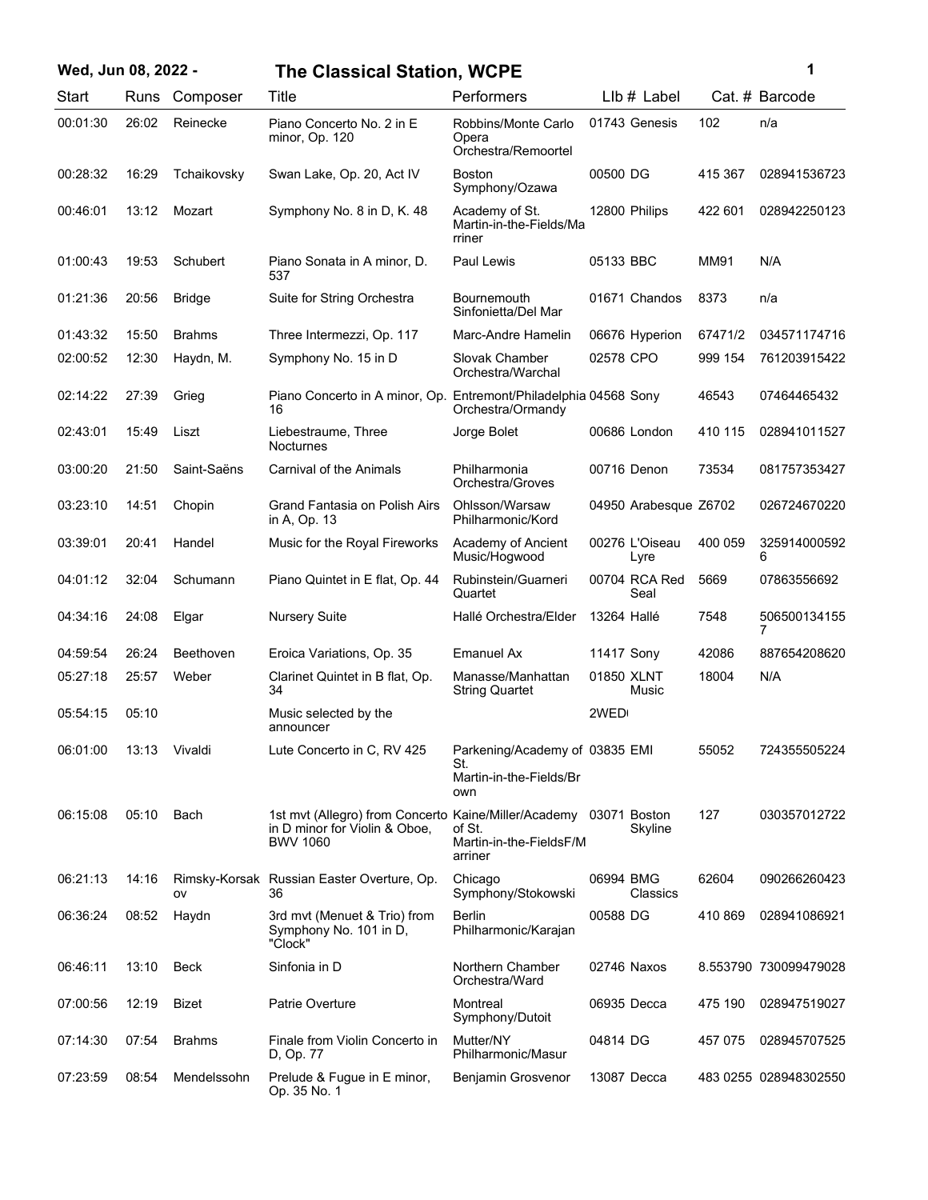# The Classical Station, WCPE

**Wed, Jun 08, 2022 -**

| Start | Runs | Composer | Title | Performers | LIb # | Label | Cat. # | Barcode |
|---|---|---|---|---|---|---|---|---|
| 00:01:30 | 26:02 | Reinecke | Piano Concerto No. 2 in E minor, Op. 120 | Robbins/Monte Carlo Opera Orchestra/Remoortel | 01743 | Genesis | 102 | n/a |
| 00:28:32 | 16:29 | Tchaikovsky | Swan Lake, Op. 20, Act IV | Boston Symphony/Ozawa | 00500 | DG | 415 367 | 028941536723 |
| 00:46:01 | 13:12 | Mozart | Symphony No. 8 in D, K. 48 | Academy of St. Martin-in-the-Fields/Marriner | 12800 | Philips | 422 601 | 028942250123 |
| 01:00:43 | 19:53 | Schubert | Piano Sonata in A minor, D. 537 | Paul Lewis | 05133 | BBC | MM91 | N/A |
| 01:21:36 | 20:56 | Bridge | Suite for String Orchestra | Bournemouth Sinfonietta/Del Mar | 01671 | Chandos | 8373 | n/a |
| 01:43:32 | 15:50 | Brahms | Three Intermezzi, Op. 117 | Marc-Andre Hamelin | 06676 | Hyperion | 67471/2 | 034571174716 |
| 02:00:52 | 12:30 | Haydn, M. | Symphony No. 15 in D | Slovak Chamber Orchestra/Warchal | 02578 | CPO | 999 154 | 761203915422 |
| 02:14:22 | 27:39 | Grieg | Piano Concerto in A minor, Op. 16 | Entremont/Philadelphia Orchestra/Ormandy | 04568 | Sony | 46543 | 07464465432 |
| 02:43:01 | 15:49 | Liszt | Liebestraume, Three Nocturnes | Jorge Bolet | 00686 | London | 410 115 | 028941011527 |
| 03:00:20 | 21:50 | Saint-Saëns | Carnival of the Animals | Philharmonia Orchestra/Groves | 00716 | Denon | 73534 | 081757353427 |
| 03:23:10 | 14:51 | Chopin | Grand Fantasia on Polish Airs in A, Op. 13 | Ohlsson/Warsaw Philharmonic/Kord | 04950 | Arabesque | Z6702 | 026724670220 |
| 03:39:01 | 20:41 | Handel | Music for the Royal Fireworks | Academy of Ancient Music/Hogwood | 00276 | L'Oiseau Lyre | 400 059 | 3259140005926 |
| 04:01:12 | 32:04 | Schumann | Piano Quintet in E flat, Op. 44 | Rubinstein/Guarneri Quartet | 00704 | RCA Red Seal | 5669 | 07863556692 |
| 04:34:16 | 24:08 | Elgar | Nursery Suite | Hallé Orchestra/Elder | 13264 | Hallé | 7548 | 5065001341557 |
| 04:59:54 | 26:24 | Beethoven | Eroica Variations, Op. 35 | Emanuel Ax | 11417 | Sony | 42086 | 887654208620 |
| 05:27:18 | 25:57 | Weber | Clarinet Quintet in B flat, Op. 34 | Manasse/Manhattan String Quartet | 01850 | XLNT Music | 18004 | N/A |
| 05:54:15 | 05:10 | | Music selected by the announcer | | 2WED | | | |
| 06:01:00 | 13:13 | Vivaldi | Lute Concerto in C, RV 425 | Parkening/Academy of St. Martin-in-the-Fields/Brown | 03835 | EMI | 55052 | 724355505224 |
| 06:15:08 | 05:10 | Bach | 1st mvt (Allegro) from Concerto in D minor for Violin & Oboe, BWV 1060 | Kaine/Miller/Academy of St. Martin-in-the-FieldsF/Marriner | 03071 | Boston Skyline | 127 | 030357012722 |
| 06:21:13 | 14:16 | Rimsky-Korsakov | Russian Easter Overture, Op. 36 | Chicago Symphony/Stokowski | 06994 | BMG Classics | 62604 | 090266260423 |
| 06:36:24 | 08:52 | Haydn | 3rd mvt (Menuet & Trio) from Symphony No. 101 in D, "Clock" | Berlin Philharmonic/Karajan | 00588 | DG | 410 869 | 028941086921 |
| 06:46:11 | 13:10 | Beck | Sinfonia in D | Northern Chamber Orchestra/Ward | 02746 | Naxos | 8.553790 | 730099479028 |
| 07:00:56 | 12:19 | Bizet | Patrie Overture | Montreal Symphony/Dutoit | 06935 | Decca | 475 190 | 028947519027 |
| 07:14:30 | 07:54 | Brahms | Finale from Violin Concerto in D, Op. 77 | Mutter/NY Philharmonic/Masur | 04814 | DG | 457 075 | 028945707525 |
| 07:23:59 | 08:54 | Mendelssohn | Prelude & Fugue in E minor, Op. 35 No. 1 | Benjamin Grosvenor | 13087 | Decca | 483 0255 | 028948302550 |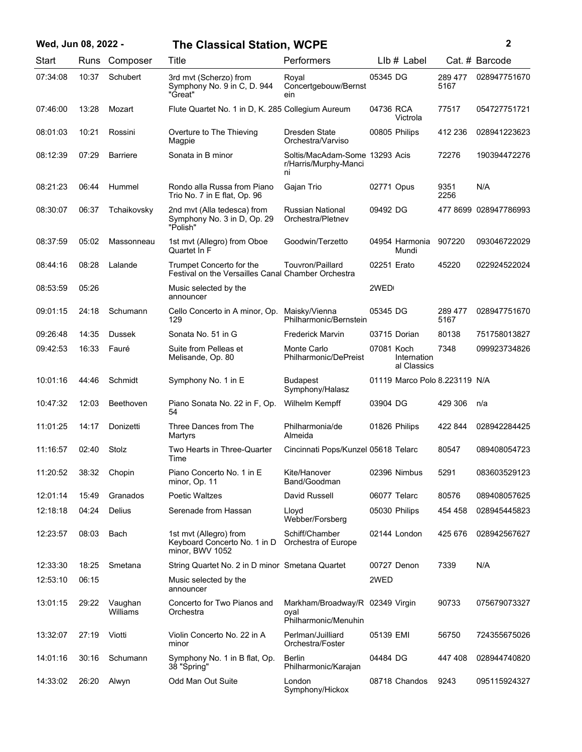| Start | Runs | Composer | Title | Performers | Llb # | Label | Cat. # | Barcode |
|---|---|---|---|---|---|---|---|---|
| 07:34:08 | 10:37 | Schubert | 3rd mvt (Scherzo) from Symphony No. 9 in C, D. 944 "Great" | Royal Concertgebouw/Bernstein | 05345 | DG | 289 477 5167 | 028947751670 |
| 07:46:00 | 13:28 | Mozart | Flute Quartet No. 1 in D, K. 285 | Collegium Aureum | 04736 | RCA Victrola | 77517 | 054727751721 |
| 08:01:03 | 10:21 | Rossini | Overture to The Thieving Magpie | Dresden State Orchestra/Varviso | 00805 | Philips | 412 236 | 028941223623 |
| 08:12:39 | 07:29 | Barriere | Sonata in B minor | Soltis/MacAdam-Somer/Harris/Murphy-Mancini | 13293 | Acis | 72276 | 190394472276 |
| 08:21:23 | 06:44 | Hummel | Rondo alla Russa from Piano Trio No. 7 in E flat, Op. 96 | Gajan Trio | 02771 | Opus | 9351 2256 | N/A |
| 08:30:07 | 06:37 | Tchaikovsky | 2nd mvt (Alla tedesca) from Symphony No. 3 in D, Op. 29 "Polish" | Russian National Orchestra/Pletnev | 09492 | DG | 477 8699 | 028947786993 |
| 08:37:59 | 05:02 | Massonneau | 1st mvt (Allegro) from Oboe Quartet In F | Goodwin/Terzetto | 04954 | Harmonia Mundi | 907220 | 093046722029 |
| 08:44:16 | 08:28 | Lalande | Trumpet Concerto for the Festival on the Versailles Canal | Touvron/Paillard Chamber Orchestra | 02251 | Erato | 45220 | 022924522024 |
| 08:53:59 | 05:26 | | Music selected by the announcer | | 2WED | | | |
| 09:01:15 | 24:18 | Schumann | Cello Concerto in A minor, Op. 129 | Maisky/Vienna Philharmonic/Bernstein | 05345 | DG | 289 477 5167 | 028947751670 |
| 09:26:48 | 14:35 | Dussek | Sonata No. 51 in G | Frederick Marvin | 03715 | Dorian | 80138 | 751758013827 |
| 09:42:53 | 16:33 | Fauré | Suite from Pelleas et Melisande, Op. 80 | Monte Carlo Philharmonic/DePreist | 07081 | Koch International Classics | 7348 | 099923734826 |
| 10:01:16 | 44:46 | Schmidt | Symphony No. 1 in E | Budapest Symphony/Halasz | 01119 | Marco Polo | 8.223119 | N/A |
| 10:47:32 | 12:03 | Beethoven | Piano Sonata No. 22 in F, Op. 54 | Wilhelm Kempff | 03904 | DG | 429 306 | n/a |
| 11:01:25 | 14:17 | Donizetti | Three Dances from The Martyrs | Philharmonia/de Almeida | 01826 | Philips | 422 844 | 028942284425 |
| 11:16:57 | 02:40 | Stolz | Two Hearts in Three-Quarter Time | Cincinnati Pops/Kunzel | 05618 | Telarc | 80547 | 089408054723 |
| 11:20:52 | 38:32 | Chopin | Piano Concerto No. 1 in E minor, Op. 11 | Kite/Hanover Band/Goodman | 02396 | Nimbus | 5291 | 083603529123 |
| 12:01:14 | 15:49 | Granados | Poetic Waltzes | David Russell | 06077 | Telarc | 80576 | 089408057625 |
| 12:18:18 | 04:24 | Delius | Serenade from Hassan | Lloyd Webber/Forsberg | 05030 | Philips | 454 458 | 028945445823 |
| 12:23:57 | 08:03 | Bach | 1st mvt (Allegro) from Keyboard Concerto No. 1 in D minor, BWV 1052 | Schiff/Chamber Orchestra of Europe | 02144 | London | 425 676 | 028942567627 |
| 12:33:30 | 18:25 | Smetana | String Quartet No. 2 in D minor | Smetana Quartet | 00727 | Denon | 7339 | N/A |
| 12:53:10 | 06:15 | | Music selected by the announcer | | 2WED | | | |
| 13:01:15 | 29:22 | Vaughan Williams | Concerto for Two Pianos and Orchestra | Markham/Broadway/Royal Philharmonic/Menuhin | 02349 | Virgin | 90733 | 075679073327 |
| 13:32:07 | 27:19 | Viotti | Violin Concerto No. 22 in A minor | Perlman/Juilliard Orchestra/Foster | 05139 | EMI | 56750 | 724355675026 |
| 14:01:16 | 30:16 | Schumann | Symphony No. 1 in B flat, Op. 38 "Spring" | Berlin Philharmonic/Karajan | 04484 | DG | 447 408 | 028944740820 |
| 14:33:02 | 26:20 | Alwyn | Odd Man Out Suite | London Symphony/Hickox | 08718 | Chandos | 9243 | 095115924327 |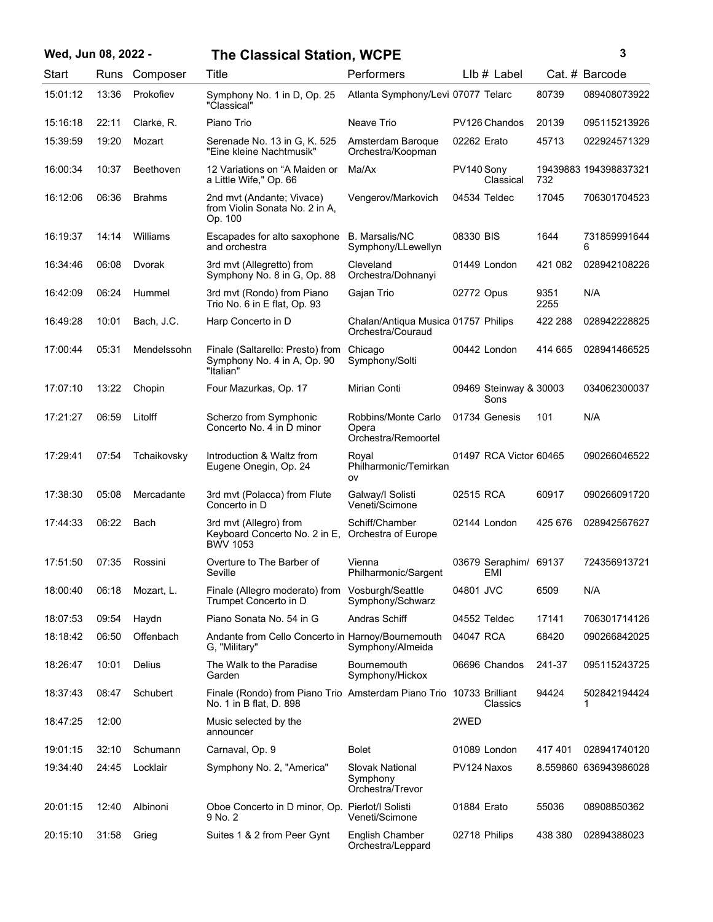## Wed, Jun 08, 2022 - The Classical Station, WCPE

| Start | Runs | Composer | Title | Performers | Llb # | Label | Cat. # | Barcode |
|---|---|---|---|---|---|---|---|---|
| 15:01:12 | 13:36 | Prokofiev | Symphony No. 1 in D, Op. 25 "Classical" | Atlanta Symphony/Levi | 07077 | Telarc | 80739 | 089408073922 |
| 15:16:18 | 22:11 | Clarke, R. | Piano Trio | Neave Trio | PV126 | Chandos | 20139 | 095115213926 |
| 15:39:59 | 19:20 | Mozart | Serenade No. 13 in G, K. 525 "Eine kleine Nachtmusik" | Amsterdam Baroque Orchestra/Koopman | 02262 | Erato | 45713 | 022924571329 |
| 16:00:34 | 10:37 | Beethoven | 12 Variations on "A Maiden or a Little Wife," Op. 66 | Ma/Ax | PV140 | Sony Classical | 19439883732 | 194398837321 |
| 16:12:06 | 06:36 | Brahms | 2nd mvt (Andante; Vivace) from Violin Sonata No. 2 in A, Op. 100 | Vengerov/Markovich | 04534 | Teldec | 17045 | 706301704523 |
| 16:19:37 | 14:14 | Williams | Escapades for alto saxophone and orchestra | B. Marsalis/NC Symphony/LLewellyn | 08330 | BIS | 1644 | 7318599916446 |
| 16:34:46 | 06:08 | Dvorak | 3rd mvt (Allegretto) from Symphony No. 8 in G, Op. 88 | Cleveland Orchestra/Dohnanyi | 01449 | London | 421 082 | 028942108226 |
| 16:42:09 | 06:24 | Hummel | 3rd mvt (Rondo) from Piano Trio No. 6 in E flat, Op. 93 | Gajan Trio | 02772 | Opus | 9351 2255 | N/A |
| 16:49:28 | 10:01 | Bach, J.C. | Harp Concerto in D | Chalan/Antiqua Musica Orchestra/Couraud | 01757 | Philips | 422 288 | 028942228825 |
| 17:00:44 | 05:31 | Mendelssohn | Finale (Saltarello: Presto) from Symphony No. 4 in A, Op. 90 "Italian" | Chicago Symphony/Solti | 00442 | London | 414 665 | 028941466525 |
| 17:07:10 | 13:22 | Chopin | Four Mazurkas, Op. 17 | Mirian Conti | 09469 | Steinway & Sons | 30003 | 034062300037 |
| 17:21:27 | 06:59 | Litolff | Scherzo from Symphonic Concerto No. 4 in D minor | Robbins/Monte Carlo Opera Orchestra/Remoortel | 01734 | Genesis | 101 | N/A |
| 17:29:41 | 07:54 | Tchaikovsky | Introduction & Waltz from Eugene Onegin, Op. 24 | Royal Philharmonic/Temirkanov | 01497 | RCA Victor | 60465 | 090266046522 |
| 17:38:30 | 05:08 | Mercadante | 3rd mvt (Polacca) from Flute Concerto in D | Galway/I Solisti Veneti/Scimone | 02515 | RCA | 60917 | 090266091720 |
| 17:44:33 | 06:22 | Bach | 3rd mvt (Allegro) from Keyboard Concerto No. 2 in E, BWV 1053 | Schiff/Chamber Orchestra of Europe | 02144 | London | 425 676 | 028942567627 |
| 17:51:50 | 07:35 | Rossini | Overture to The Barber of Seville | Vienna Philharmonic/Sargent | 03679 | Seraphim/ EMI | 69137 | 724356913721 |
| 18:00:40 | 06:18 | Mozart, L. | Finale (Allegro moderato) from Trumpet Concerto in D | Vosburgh/Seattle Symphony/Schwarz | 04801 | JVC | 6509 | N/A |
| 18:07:53 | 09:54 | Haydn | Piano Sonata No. 54 in G | Andras Schiff | 04552 | Teldec | 17141 | 706301714126 |
| 18:18:42 | 06:50 | Offenbach | Andante from Cello Concerto in G, "Military" | Harnoy/Bournemouth Symphony/Almeida | 04047 | RCA | 68420 | 090266842025 |
| 18:26:47 | 10:01 | Delius | The Walk to the Paradise Garden | Bournemouth Symphony/Hickox | 06696 | Chandos | 241-37 | 095115243725 |
| 18:37:43 | 08:47 | Schubert | Finale (Rondo) from Piano Trio No. 1 in B flat, D. 898 | Amsterdam Piano Trio | 10733 | Brilliant Classics | 94424 | 5028421944241 |
| 18:47:25 | 12:00 | | Music selected by the announcer | | 2WED | | | |
| 19:01:15 | 32:10 | Schumann | Carnaval, Op. 9 | Bolet | 01089 | London | 417 401 | 028941740120 |
| 19:34:40 | 24:45 | Locklair | Symphony No. 2, "America" | Slovak National Symphony Orchestra/Trevor | PV124 | Naxos | 8.559860 | 636943986028 |
| 20:01:15 | 12:40 | Albinoni | Oboe Concerto in D minor, Op. 9 No. 2 | Pierlot/I Solisti Veneti/Scimone | 01884 | Erato | 55036 | 08908850362 |
| 20:15:10 | 31:58 | Grieg | Suites 1 & 2 from Peer Gynt | English Chamber Orchestra/Leppard | 02718 | Philips | 438 380 | 02894388023 |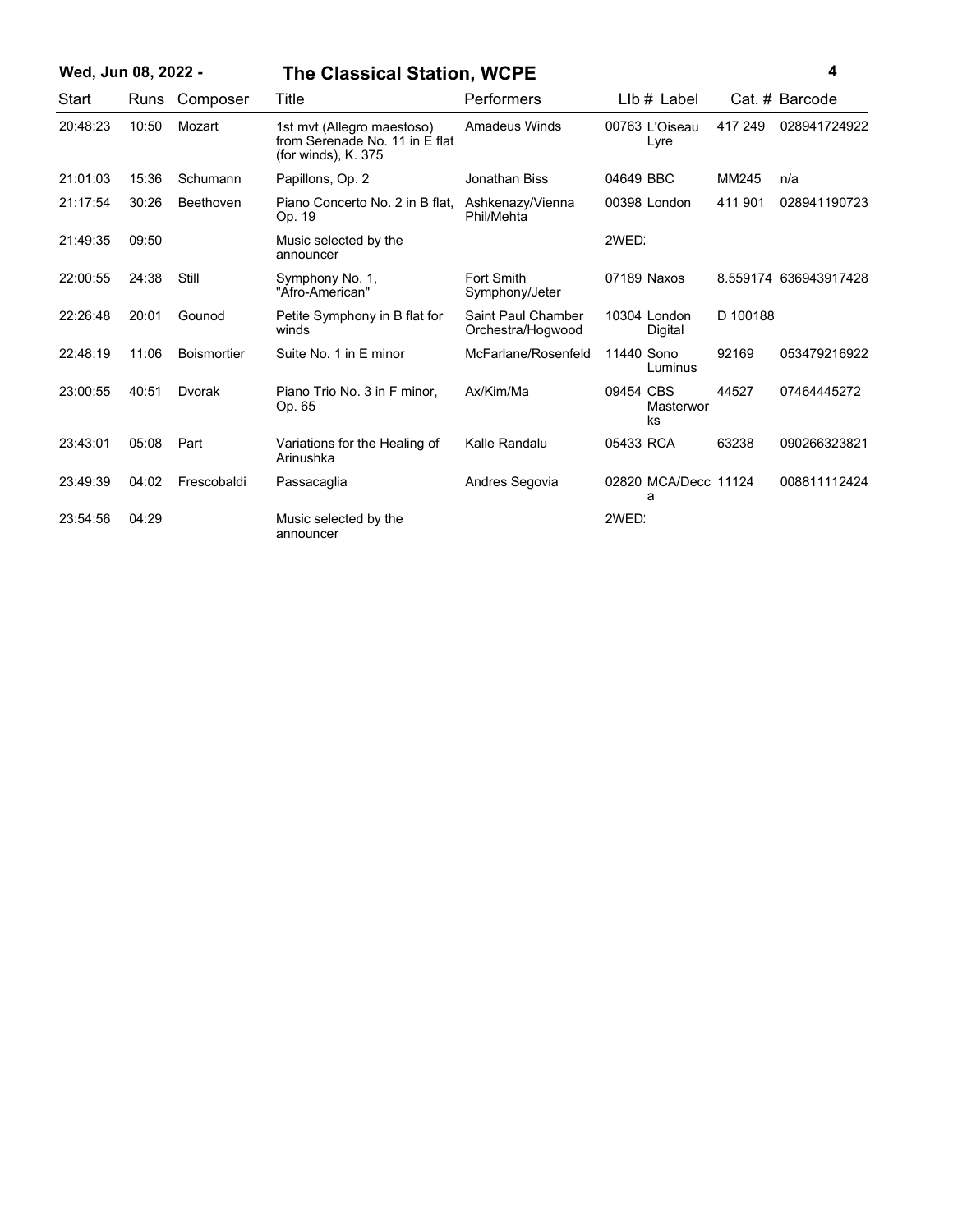| Start | Runs | Composer | Title | Performers | Llb # | Label | Cat. # | Barcode |
|---|---|---|---|---|---|---|---|---|
| 20:48:23 | 10:50 | Mozart | 1st mvt (Allegro maestoso) from Serenade No. 11 in E flat (for winds), K. 375 | Amadeus Winds | 00763 | L'Oiseau Lyre | 417 249 | 028941724922 |
| 21:01:03 | 15:36 | Schumann | Papillons, Op. 2 | Jonathan Biss | 04649 | BBC | MM245 | n/a |
| 21:17:54 | 30:26 | Beethoven | Piano Concerto No. 2 in B flat, Op. 19 | Ashkenazy/Vienna Phil/Mehta | 00398 | London | 411 901 | 028941190723 |
| 21:49:35 | 09:50 | | Music selected by the announcer | | 2WED: | | | |
| 22:00:55 | 24:38 | Still | Symphony No. 1, "Afro-American" | Fort Smith Symphony/Jeter | 07189 | Naxos | 8.559174 | 636943917428 |
| 22:26:48 | 20:01 | Gounod | Petite Symphony in B flat for winds | Saint Paul Chamber Orchestra/Hogwood | 10304 | London Digital | D 100188 | |
| 22:48:19 | 11:06 | Boismortier | Suite No. 1 in E minor | McFarlane/Rosenfeld | 11440 | Sono Luminus | 92169 | 053479216922 |
| 23:00:55 | 40:51 | Dvorak | Piano Trio No. 3 in F minor, Op. 65 | Ax/Kim/Ma | 09454 | CBS Masterworks | 44527 | 07464445272 |
| 23:43:01 | 05:08 | Part | Variations for the Healing of Arinushka | Kalle Randalu | 05433 | RCA | 63238 | 090266323821 |
| 23:49:39 | 04:02 | Frescobaldi | Passacaglia | Andres Segovia | 02820 | MCA/Decca | 11124 | 008811112424 |
| 23:54:56 | 04:29 | | Music selected by the announcer | | 2WED: | | | |